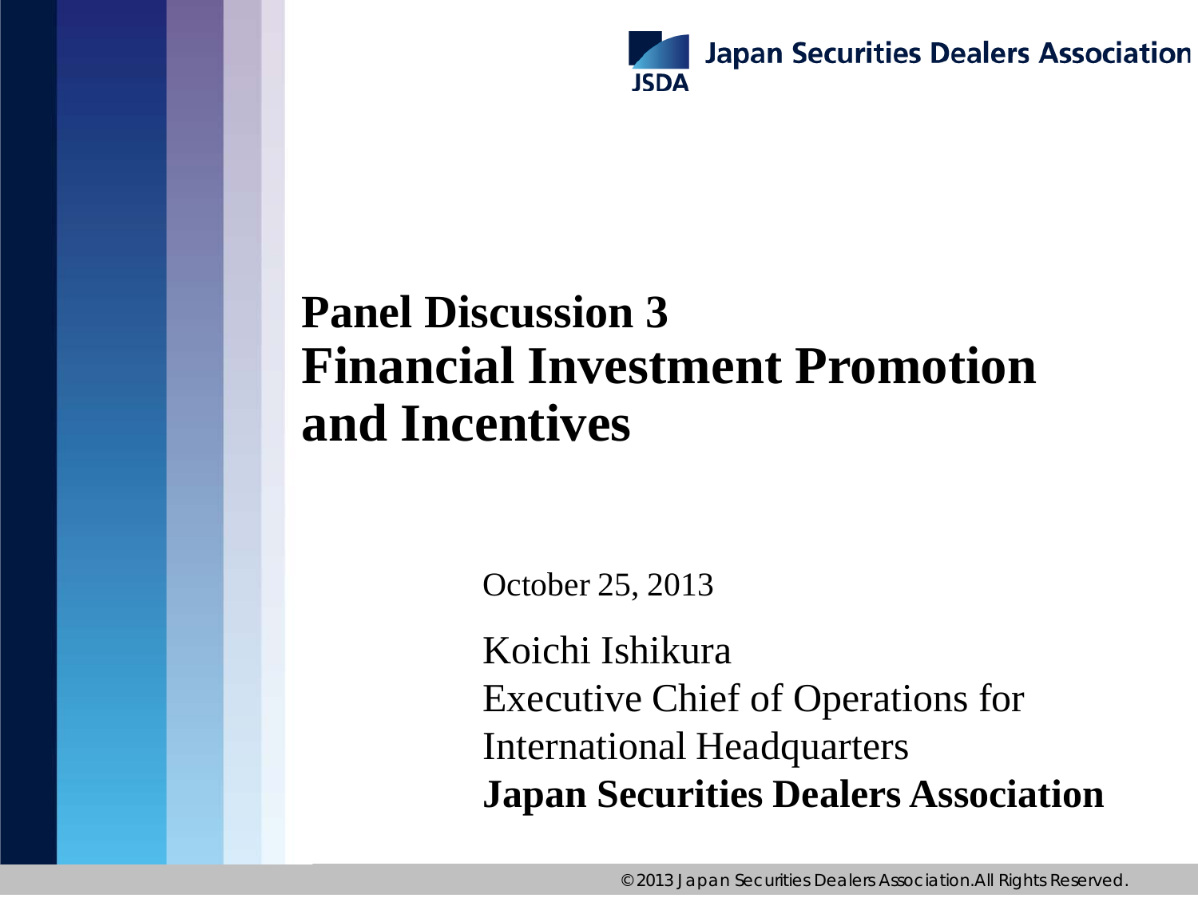Japan Securities Dealers Association

JSDA

# Panel Discussion 3
# Financial Investment Promotion and Incentives

October 25, 2013

Koichi Ishikura
Executive Chief of Operations for International Headquarters
**Japan Securities Dealers Association**

©2013 Japan Securities Dealers Association.All Rights Reserved.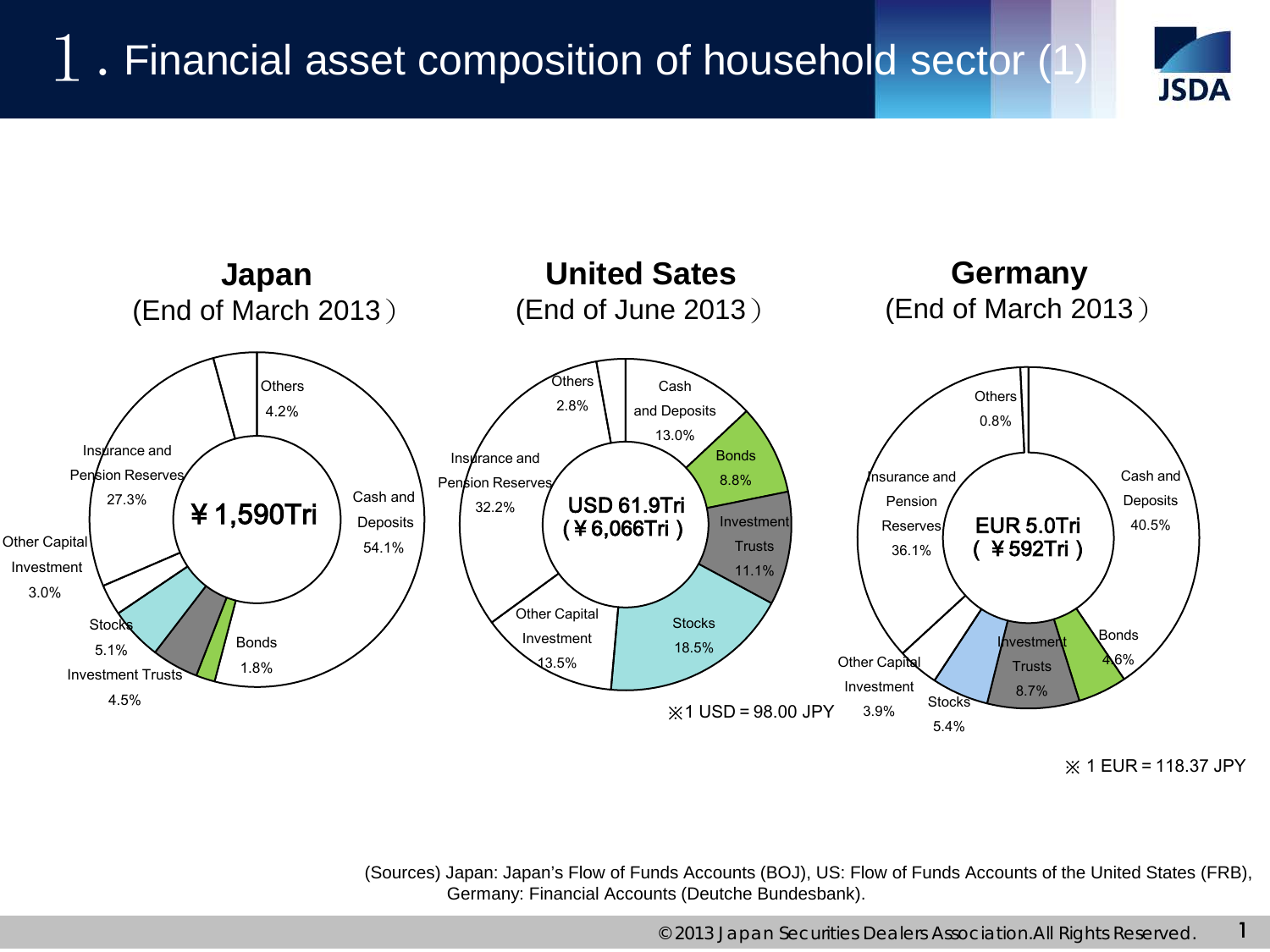# 1. Financial asset composition of household sector (1)

## Japan
(End of March 2013)

¥1,590Tri

- Cash and Deposits 54.1%
- Bonds 1.8%
- Investment Trusts 4.5%
- Stocks 5.1%
- Other Capital Investment 3.0%
- Insurance and Pension Reserves 27.3%
- Others 4.2%

## United Sates
(End of June 2013)

USD 61.9Tri (¥6,066Tri)

- Cash and Deposits 13.0%
- Bonds 8.8%
- Investment Trusts 11.1%
- Stocks 18.5%
- Other Capital Investment 13.5%
- Insurance and Pension Reserves 32.2%
- Others 2.8%

※1 USD = 98.00 JPY

## Germany
(End of March 2013)

EUR 5.0Tri (¥592Tri)

- Cash and Deposits 40.5%
- Bonds 4.6%
- Investment Trusts 8.7%
- Stocks 5.4%
- Other Capital Investment 3.9%
- Insurance and Pension Reserves 36.1%
- Others 0.8%

※ 1 EUR = 118.37 JPY

(Sources) Japan: Japan's Flow of Funds Accounts (BOJ), US: Flow of Funds Accounts of the United States (FRB), Germany: Financial Accounts (Deutche Bundesbank).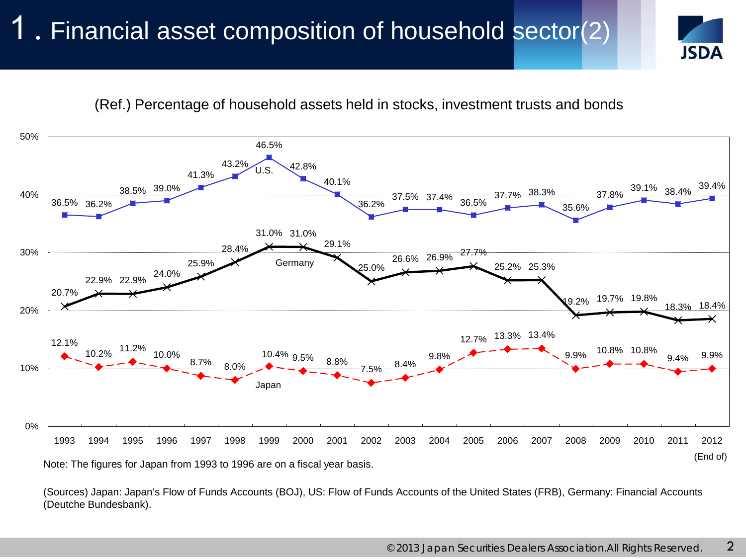# 1. Financial asset composition of household sector(2)

(Ref.) Percentage of household assets held in stocks, investment trusts and bonds

| (End of) | 1993 | 1994 | 1995 | 1996 | 1997 | 1998 | 1999 | 2000 | 2001 | 2002 | 2003 | 2004 | 2005 | 2006 | 2007 | 2008 | 2009 | 2010 | 2011 | 2012 |
|---|---|---|---|---|---|---|---|---|---|---|---|---|---|---|---|---|---|---|---|---|
| U.S. | 36.5% | 36.2% | 38.5% | 39.0% | 41.3% | 43.2% | 46.5% | 42.8% | 40.1% | 36.2% | 37.5% | 37.4% | 36.5% | 37.7% | 38.3% | 35.6% | 37.8% | 39.1% | 38.4% | 39.4% |
| Germany | 20.7% | 22.9% | 22.9% | 24.0% | 25.9% | 28.4% | 31.0% | 31.0% | 29.1% | 25.0% | 26.6% | 26.9% | 27.7% | 25.2% | 25.3% | 19.2% | 19.7% | 19.8% | 18.3% | 18.4% |
| Japan | 12.1% | 10.2% | 11.2% | 10.0% | 8.7% | 8.0% | 10.4% | 9.5% | 8.8% | 7.5% | 8.4% | 9.8% | 12.7% | 13.3% | 13.4% | 9.9% | 10.8% | 10.8% | 9.4% | 9.9% |

Note: The figures for Japan from 1993 to 1996 are on a fiscal year basis.

(Sources) Japan: Japan's Flow of Funds Accounts (BOJ), US: Flow of Funds Accounts of the United States (FRB), Germany: Financial Accounts (Deutche Bundesbank).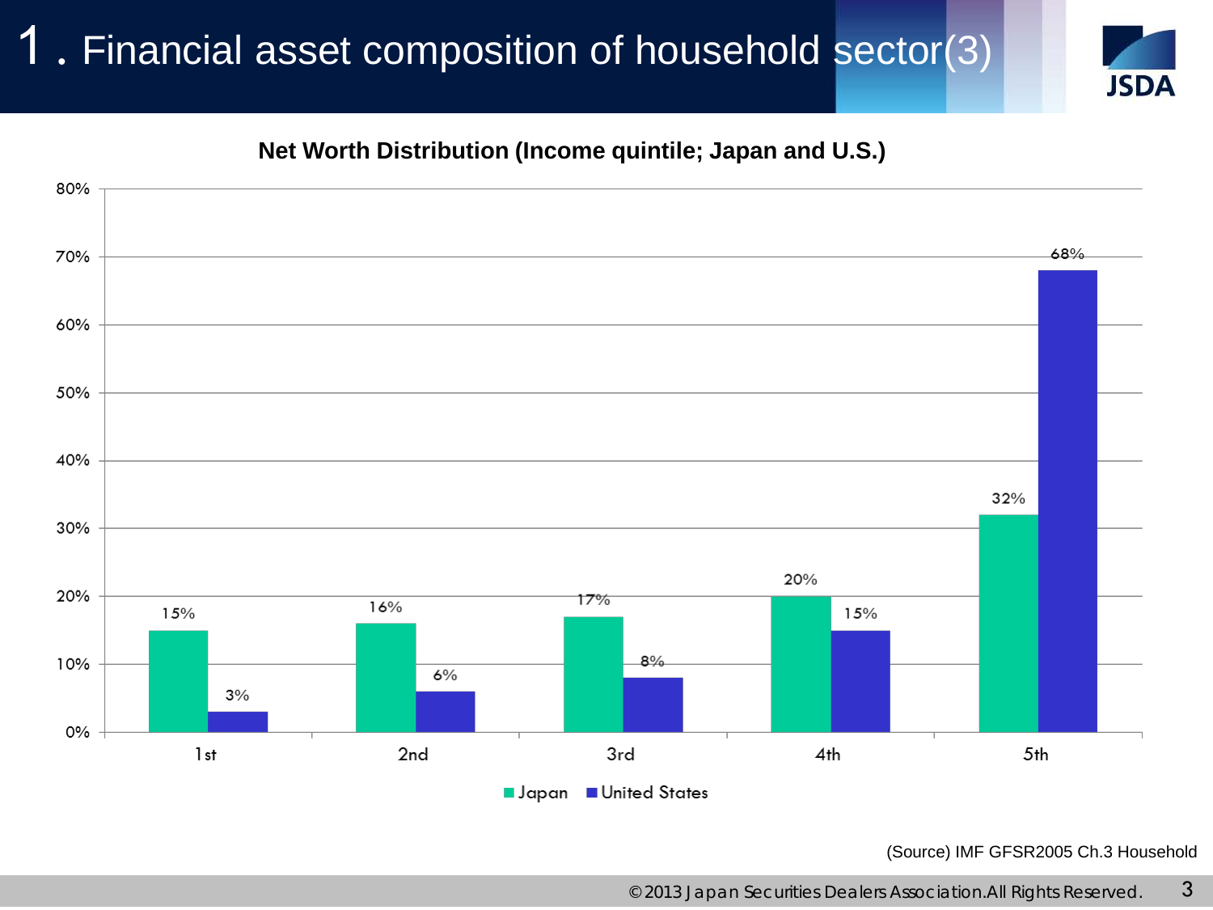# 1. Financial asset composition of household sector(3)

**Net Worth Distribution (Income quintile; Japan and U.S.)**

| Income quintile | Japan | United States |
|---|---|---|
| 1st | 15% | 3% |
| 2nd | 16% | 6% |
| 3rd | 17% | 8% |
| 4th | 20% | 15% |
| 5th | 32% | 68% |

(Source) IMF GFSR2005 Ch.3 Household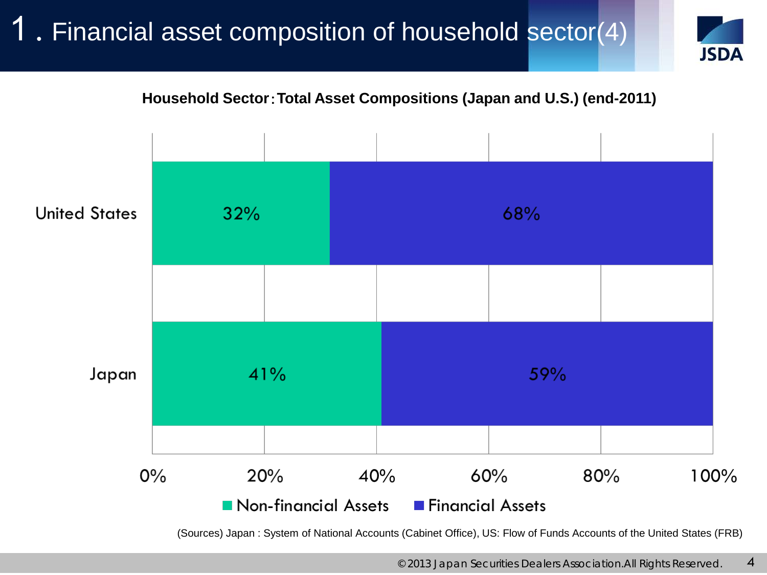# 1. Financial asset composition of household sector(4)

**Household Sector：Total Asset Compositions (Japan and U.S.) (end-2011)**

| | Non-financial Assets | Financial Assets |
|---|---|---|
| United States | 32% | 68% |
| Japan | 41% | 59% |

(Sources) Japan : System of National Accounts (Cabinet Office), US: Flow of Funds Accounts of the United States (FRB)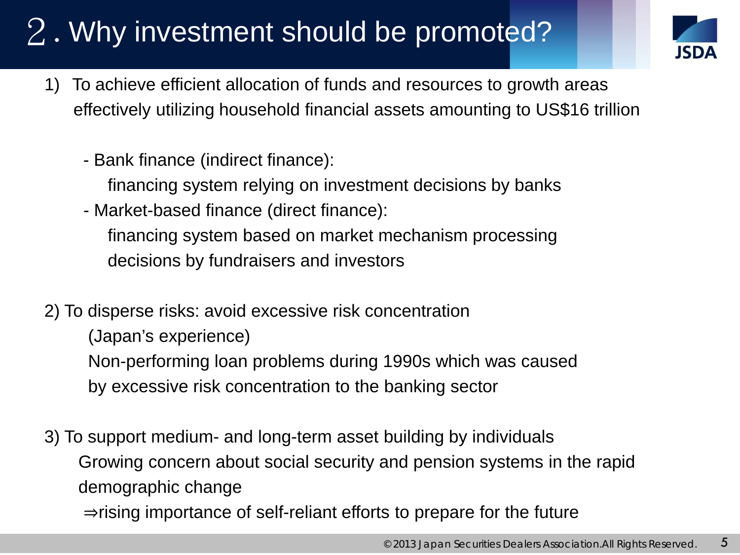# 2. Why investment should be promoted?

1) To achieve efficient allocation of funds and resources to growth areas effectively utilizing household financial assets amounting to US$16 trillion

   - Bank finance (indirect finance):
     financing system relying on investment decisions by banks
   - Market-based finance (direct finance):
     financing system based on market mechanism processing decisions by fundraisers and investors

2) To disperse risks: avoid excessive risk concentration
   (Japan's experience)
   Non-performing loan problems during 1990s which was caused by excessive risk concentration to the banking sector

3) To support medium- and long-term asset building by individuals
   Growing concern about social security and pension systems in the rapid demographic change
   ⇒rising importance of self-reliant efforts to prepare for the future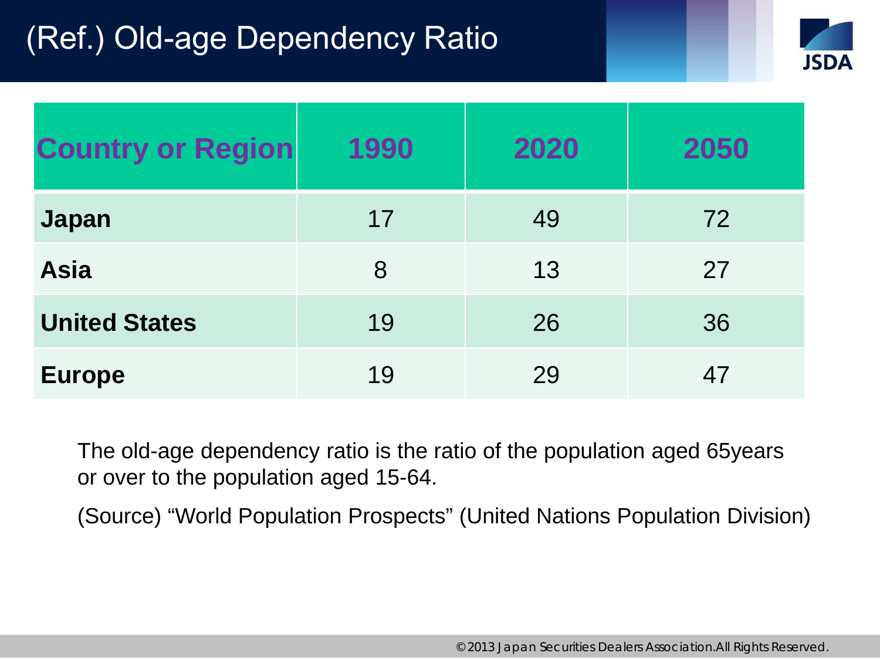# (Ref.) Old-age Dependency Ratio

| Country or Region | 1990 | 2020 | 2050 |
|---|---|---|---|
| **Japan** | 17 | 49 | 72 |
| **Asia** | 8 | 13 | 27 |
| **United States** | 19 | 26 | 36 |
| **Europe** | 19 | 29 | 47 |

The old-age dependency ratio is the ratio of the population aged 65years or over to the population aged 15-64.

(Source) "World Population Prospects" (United Nations Population Division)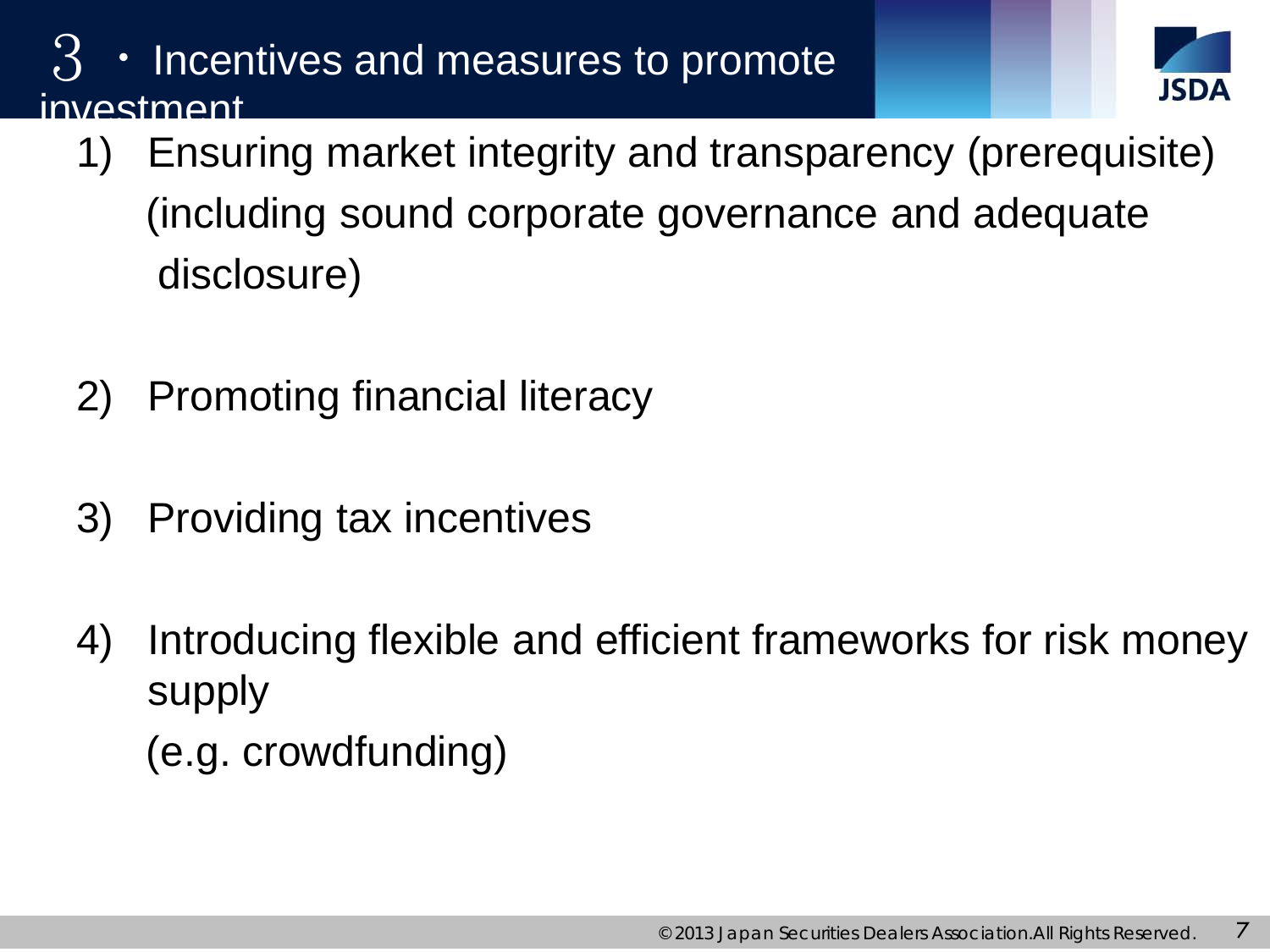# 3 ・ Incentives and measures to promote investment

1) Ensuring market integrity and transparency (prerequisite) (including sound corporate governance and adequate disclosure)

2) Promoting financial literacy

3) Providing tax incentives

4) Introducing flexible and efficient frameworks for risk money supply (e.g. crowdfunding)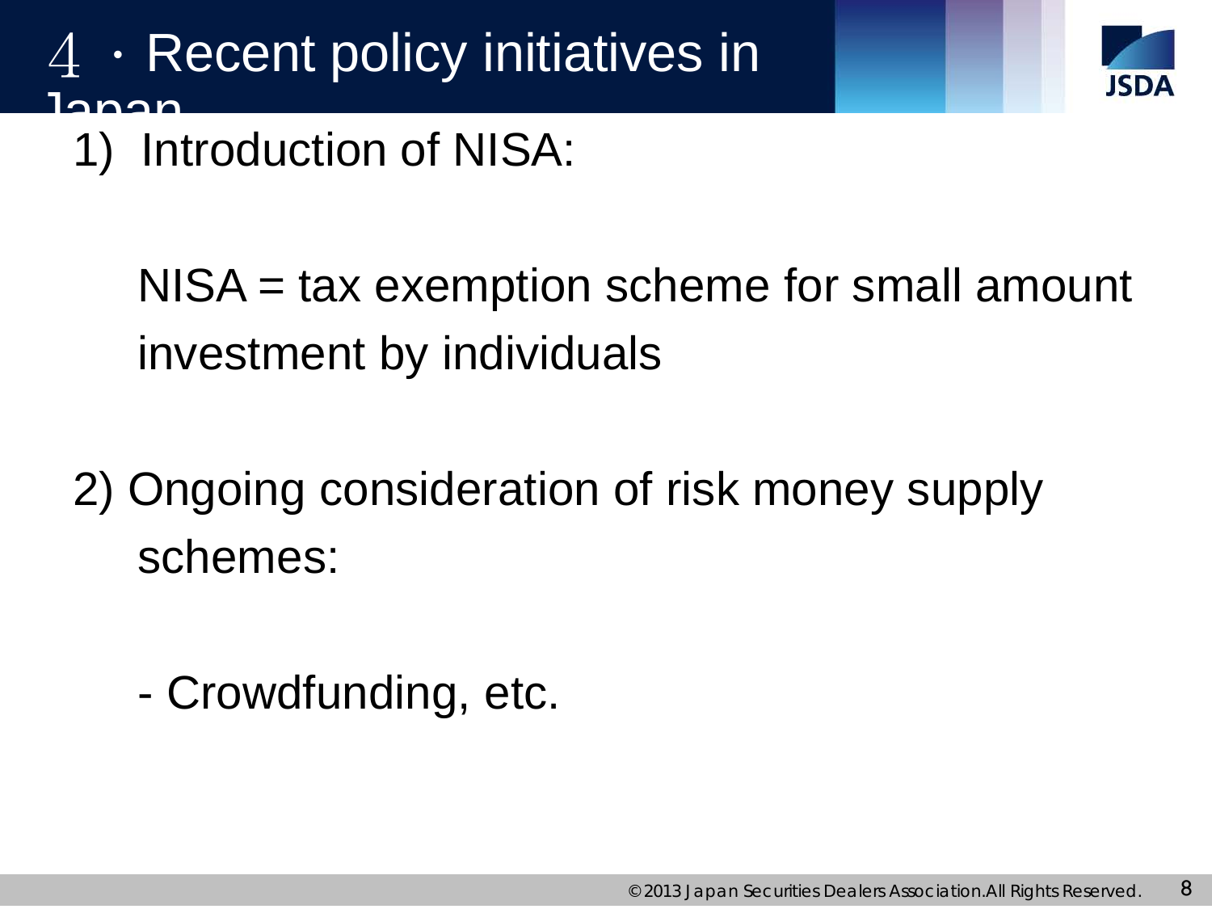# ４・Recent policy initiatives in Japan

1) Introduction of NISA:

NISA = tax exemption scheme for small amount investment by individuals

2) Ongoing consideration of risk money supply schemes:

- Crowdfunding, etc.

©2013 Japan Securities Dealers Association.All Rights Reserved.